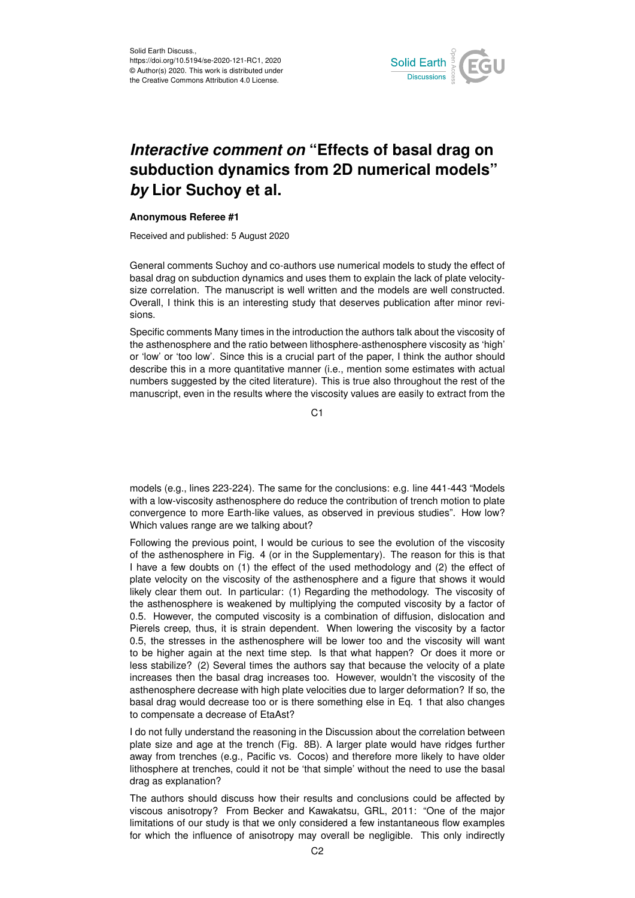Solid Earth Discuss.,
https://doi.org/10.5194/se-2020-121-RC1, 2020
© Author(s) 2020. This work is distributed under
the Creative Commons Attribution 4.0 License.

# *Interactive comment on* "Effects of basal drag on subduction dynamics from 2D numerical models" *by* Lior Suchoy et al.

**Anonymous Referee #1**

Received and published: 5 August 2020

General comments Suchoy and co-authors use numerical models to study the effect of basal drag on subduction dynamics and uses them to explain the lack of plate velocity-size correlation. The manuscript is well written and the models are well constructed. Overall, I think this is an interesting study that deserves publication after minor revisions.

Specific comments Many times in the introduction the authors talk about the viscosity of the asthenosphere and the ratio between lithosphere-asthenosphere viscosity as 'high' or 'low' or 'too low'. Since this is a crucial part of the paper, I think the author should describe this in a more quantitative manner (i.e., mention some estimates with actual numbers suggested by the cited literature). This is true also throughout the rest of the manuscript, even in the results where the viscosity values are easily to extract from the models (e.g., lines 223-224). The same for the conclusions: e.g. line 441-443 "Models with a low-viscosity asthenosphere do reduce the contribution of trench motion to plate convergence to more Earth-like values, as observed in previous studies". How low? Which values range are we talking about?

Following the previous point, I would be curious to see the evolution of the viscosity of the asthenosphere in Fig. 4 (or in the Supplementary). The reason for this is that I have a few doubts on (1) the effect of the used methodology and (2) the effect of plate velocity on the viscosity of the asthenosphere and a figure that shows it would likely clear them out. In particular: (1) Regarding the methodology. The viscosity of the asthenosphere is weakened by multiplying the computed viscosity by a factor of 0.5. However, the computed viscosity is a combination of diffusion, dislocation and Pierels creep, thus, it is strain dependent. When lowering the viscosity by a factor 0.5, the stresses in the asthenosphere will be lower too and the viscosity will want to be higher again at the next time step. Is that what happen? Or does it more or less stabilize? (2) Several times the authors say that because the velocity of a plate increases then the basal drag increases too. However, wouldn't the viscosity of the asthenosphere decrease with high plate velocities due to larger deformation? If so, the basal drag would decrease too or is there something else in Eq. 1 that also changes to compensate a decrease of EtaAst?

I do not fully understand the reasoning in the Discussion about the correlation between plate size and age at the trench (Fig. 8B). A larger plate would have ridges further away from trenches (e.g., Pacific vs. Cocos) and therefore more likely to have older lithosphere at trenches, could it not be 'that simple' without the need to use the basal drag as explanation?

The authors should discuss how their results and conclusions could be affected by viscous anisotropy? From Becker and Kawakatsu, GRL, 2011: "One of the major limitations of our study is that we only considered a few instantaneous flow examples for which the influence of anisotropy may overall be negligible. This only indirectly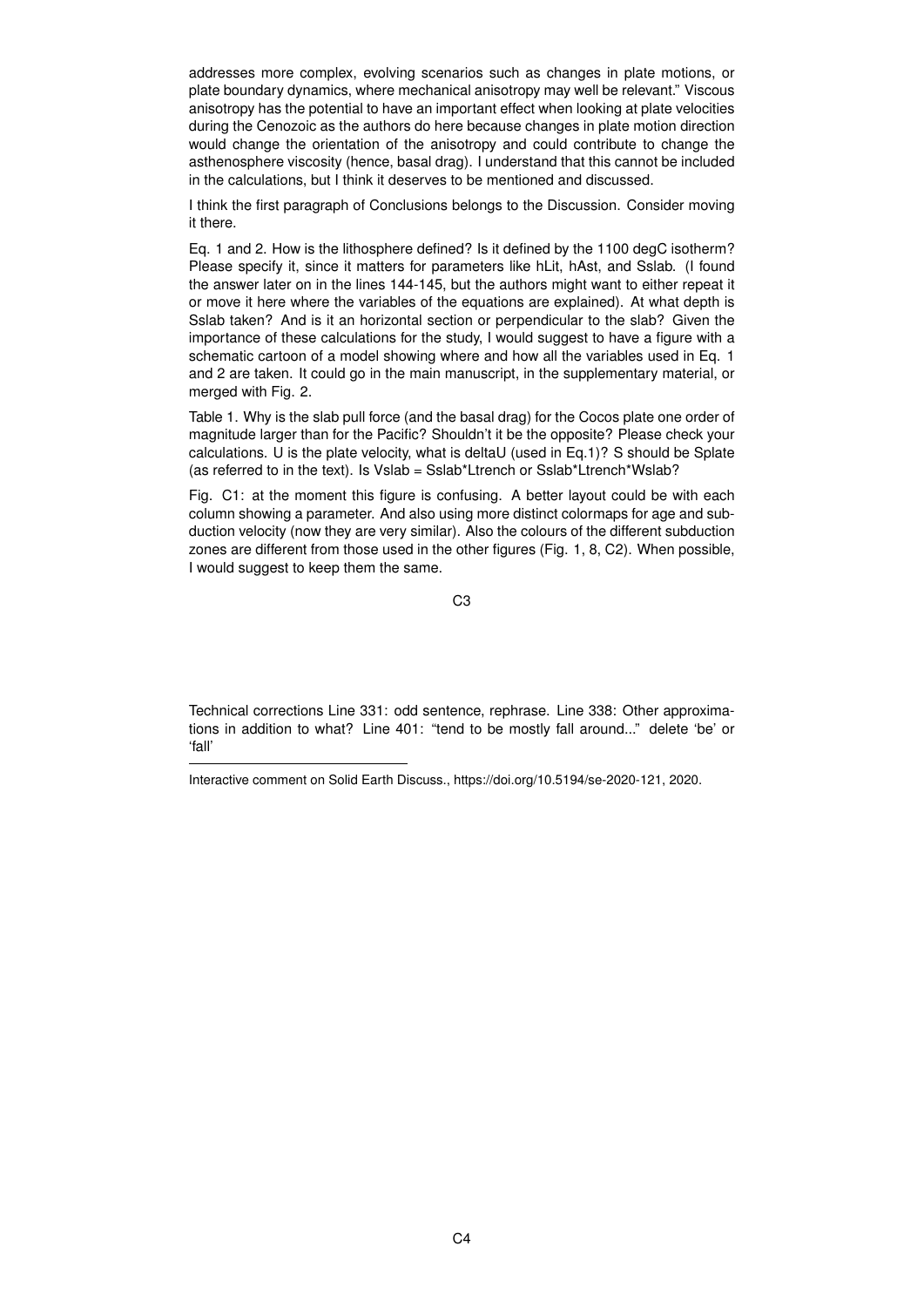addresses more complex, evolving scenarios such as changes in plate motions, or plate boundary dynamics, where mechanical anisotropy may well be relevant." Viscous anisotropy has the potential to have an important effect when looking at plate velocities during the Cenozoic as the authors do here because changes in plate motion direction would change the orientation of the anisotropy and could contribute to change the asthenosphere viscosity (hence, basal drag). I understand that this cannot be included in the calculations, but I think it deserves to be mentioned and discussed.

I think the first paragraph of Conclusions belongs to the Discussion. Consider moving it there.

Eq. 1 and 2. How is the lithosphere defined? Is it defined by the 1100 degC isotherm? Please specify it, since it matters for parameters like hLit, hAst, and Sslab. (I found the answer later on in the lines 144-145, but the authors might want to either repeat it or move it here where the variables of the equations are explained). At what depth is Sslab taken? And is it an horizontal section or perpendicular to the slab? Given the importance of these calculations for the study, I would suggest to have a figure with a schematic cartoon of a model showing where and how all the variables used in Eq. 1 and 2 are taken. It could go in the main manuscript, in the supplementary material, or merged with Fig. 2.

Table 1. Why is the slab pull force (and the basal drag) for the Cocos plate one order of magnitude larger than for the Pacific? Shouldn't it be the opposite? Please check your calculations. U is the plate velocity, what is deltaU (used in Eq.1)? S should be Splate (as referred to in the text). Is Vslab = Sslab*Ltrench or Sslab*Ltrench*Wslab?

Fig. C1: at the moment this figure is confusing. A better layout could be with each column showing a parameter. And also using more distinct colormaps for age and subduction velocity (now they are very similar). Also the colours of the different subduction zones are different from those used in the other figures (Fig. 1, 8, C2). When possible, I would suggest to keep them the same.

Technical corrections Line 331: odd sentence, rephrase. Line 338: Other approximations in addition to what? Line 401: "tend to be mostly fall around..." delete 'be' or 'fall'

Interactive comment on Solid Earth Discuss., https://doi.org/10.5194/se-2020-121, 2020.